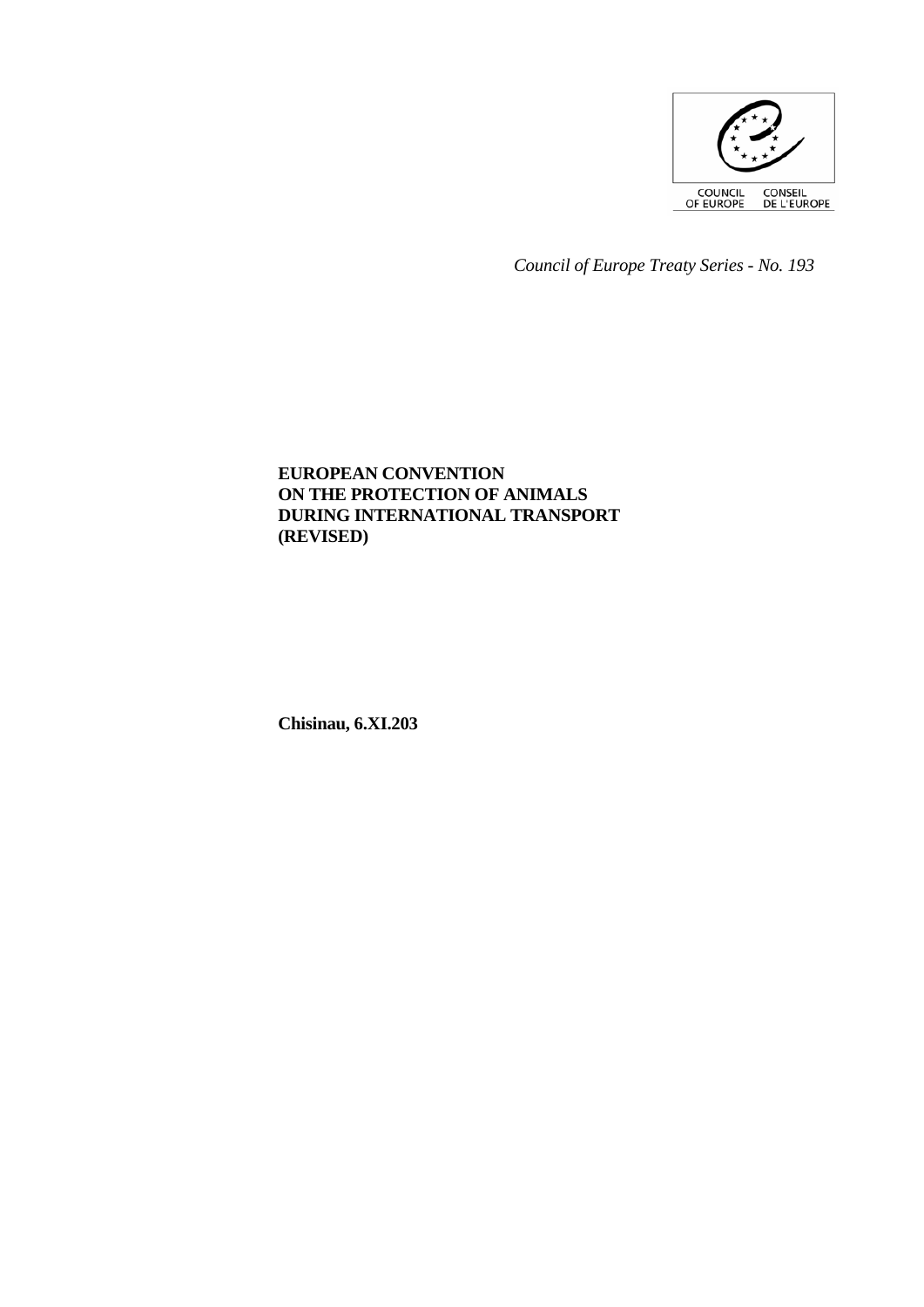COUNCIL OF EUROPE CONSEIL DE L'EUROPE

*Council of Europe Treaty Series - No. 193*

# EUROPEAN CONVENTION ON THE PROTECTION OF ANIMALS DURING INTERNATIONAL TRANSPORT (REVISED)

**Chisinau, 6.XI.203**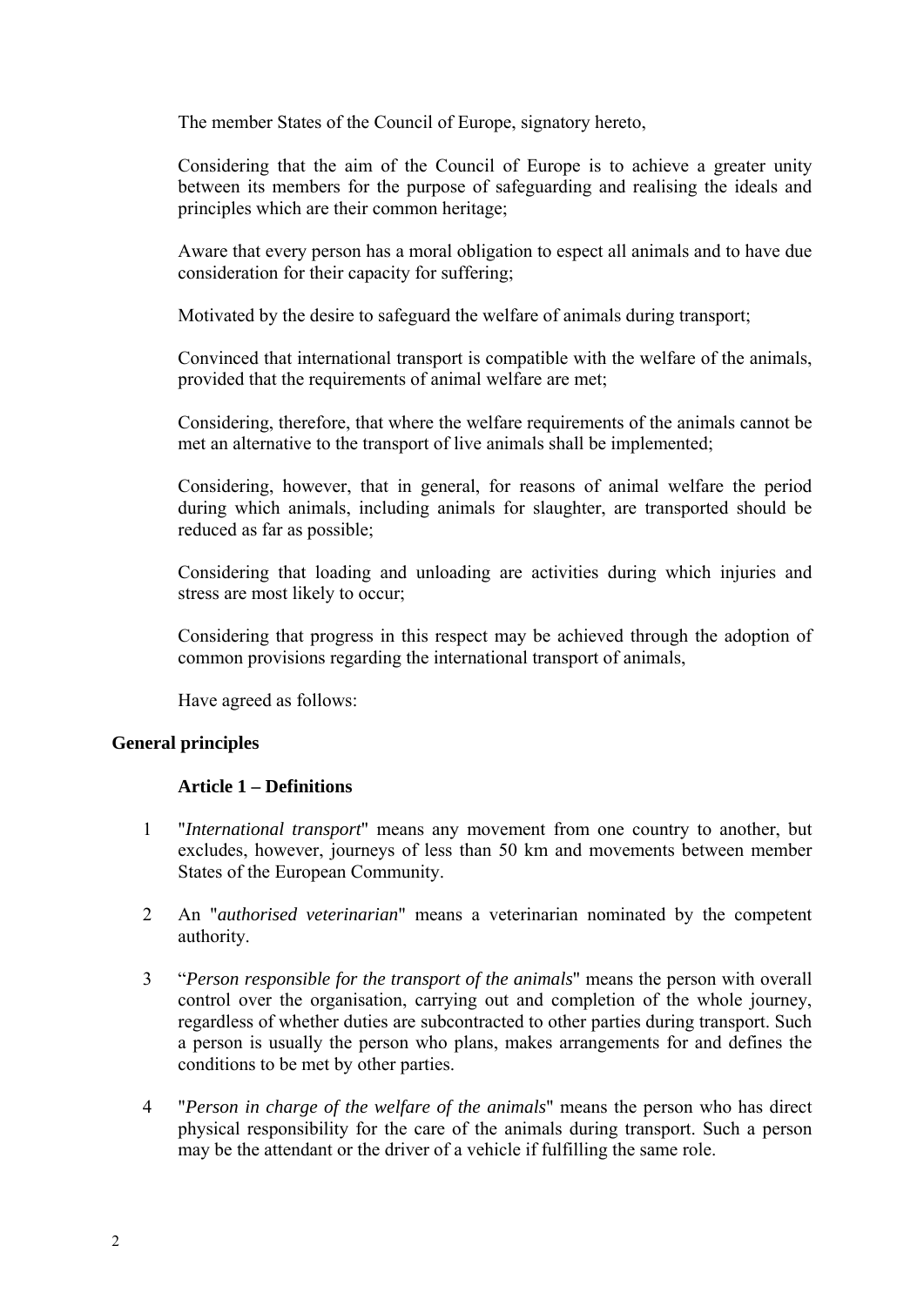The member States of the Council of Europe, signatory hereto,

Considering that the aim of the Council of Europe is to achieve a greater unity between its members for the purpose of safeguarding and realising the ideals and principles which are their common heritage;

Aware that every person has a moral obligation to espect all animals and to have due consideration for their capacity for suffering;

Motivated by the desire to safeguard the welfare of animals during transport;

Convinced that international transport is compatible with the welfare of the animals, provided that the requirements of animal welfare are met;

Considering, therefore, that where the welfare requirements of the animals cannot be met an alternative to the transport of live animals shall be implemented;

Considering, however, that in general, for reasons of animal welfare the period during which animals, including animals for slaughter, are transported should be reduced as far as possible;

Considering that loading and unloading are activities during which injuries and stress are most likely to occur;

Considering that progress in this respect may be achieved through the adoption of common provisions regarding the international transport of animals,

Have agreed as follows:

## General principles

### Article 1 – Definitions

1 "*International transport*" means any movement from one country to another, but excludes, however, journeys of less than 50 km and movements between member States of the European Community.

2 An "*authorised veterinarian*" means a veterinarian nominated by the competent authority.

3 "*Person responsible for the transport of the animals*" means the person with overall control over the organisation, carrying out and completion of the whole journey, regardless of whether duties are subcontracted to other parties during transport. Such a person is usually the person who plans, makes arrangements for and defines the conditions to be met by other parties.

4 "*Person in charge of the welfare of the animals*" means the person who has direct physical responsibility for the care of the animals during transport. Such a person may be the attendant or the driver of a vehicle if fulfilling the same role.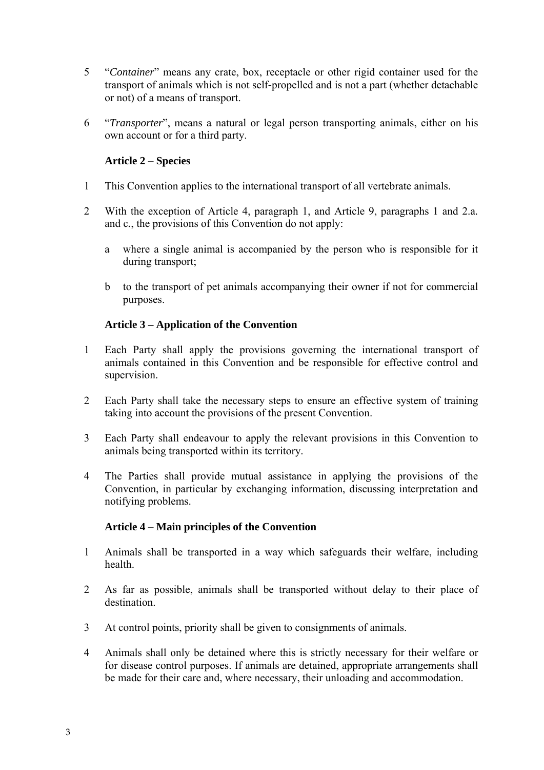5 "*Container*" means any crate, box, receptacle or other rigid container used for the transport of animals which is not self-propelled and is not a part (whether detachable or not) of a means of transport.

6 "*Transporter*", means a natural or legal person transporting animals, either on his own account or for a third party.

**Article 2 – Species**

1 This Convention applies to the international transport of all vertebrate animals.

2 With the exception of Article 4, paragraph 1, and Article 9, paragraphs 1 and 2.a. and c., the provisions of this Convention do not apply:

   a where a single animal is accompanied by the person who is responsible for it during transport;

   b to the transport of pet animals accompanying their owner if not for commercial purposes.

**Article 3 – Application of the Convention**

1 Each Party shall apply the provisions governing the international transport of animals contained in this Convention and be responsible for effective control and supervision.

2 Each Party shall take the necessary steps to ensure an effective system of training taking into account the provisions of the present Convention.

3 Each Party shall endeavour to apply the relevant provisions in this Convention to animals being transported within its territory.

4 The Parties shall provide mutual assistance in applying the provisions of the Convention, in particular by exchanging information, discussing interpretation and notifying problems.

**Article 4 – Main principles of the Convention**

1 Animals shall be transported in a way which safeguards their welfare, including health.

2 As far as possible, animals shall be transported without delay to their place of destination.

3 At control points, priority shall be given to consignments of animals.

4 Animals shall only be detained where this is strictly necessary for their welfare or for disease control purposes. If animals are detained, appropriate arrangements shall be made for their care and, where necessary, their unloading and accommodation.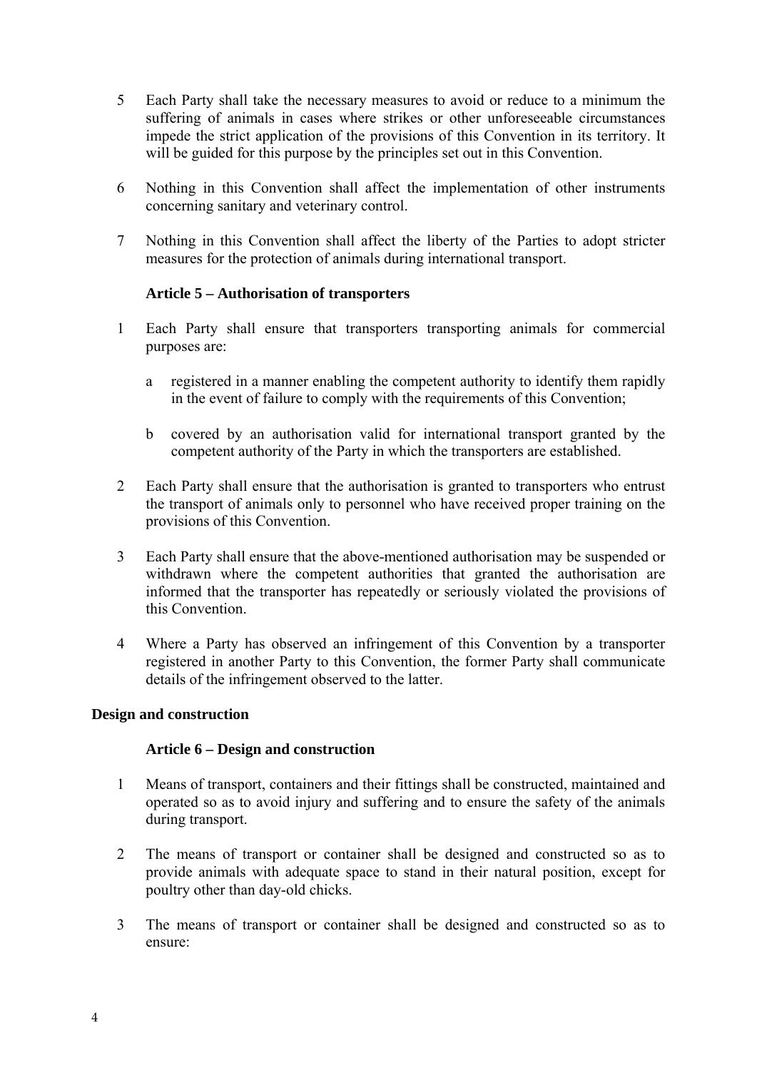5 Each Party shall take the necessary measures to avoid or reduce to a minimum the suffering of animals in cases where strikes or other unforeseeable circumstances impede the strict application of the provisions of this Convention in its territory. It will be guided for this purpose by the principles set out in this Convention.

6 Nothing in this Convention shall affect the implementation of other instruments concerning sanitary and veterinary control.

7 Nothing in this Convention shall affect the liberty of the Parties to adopt stricter measures for the protection of animals during international transport.

#### Article 5 – Authorisation of transporters

1 Each Party shall ensure that transporters transporting animals for commercial purposes are:

   a registered in a manner enabling the competent authority to identify them rapidly in the event of failure to comply with the requirements of this Convention;

   b covered by an authorisation valid for international transport granted by the competent authority of the Party in which the transporters are established.

2 Each Party shall ensure that the authorisation is granted to transporters who entrust the transport of animals only to personnel who have received proper training on the provisions of this Convention.

3 Each Party shall ensure that the above-mentioned authorisation may be suspended or withdrawn where the competent authorities that granted the authorisation are informed that the transporter has repeatedly or seriously violated the provisions of this Convention.

4 Where a Party has observed an infringement of this Convention by a transporter registered in another Party to this Convention, the former Party shall communicate details of the infringement observed to the latter.

### Design and construction

#### Article 6 – Design and construction

1 Means of transport, containers and their fittings shall be constructed, maintained and operated so as to avoid injury and suffering and to ensure the safety of the animals during transport.

2 The means of transport or container shall be designed and constructed so as to provide animals with adequate space to stand in their natural position, except for poultry other than day-old chicks.

3 The means of transport or container shall be designed and constructed so as to ensure: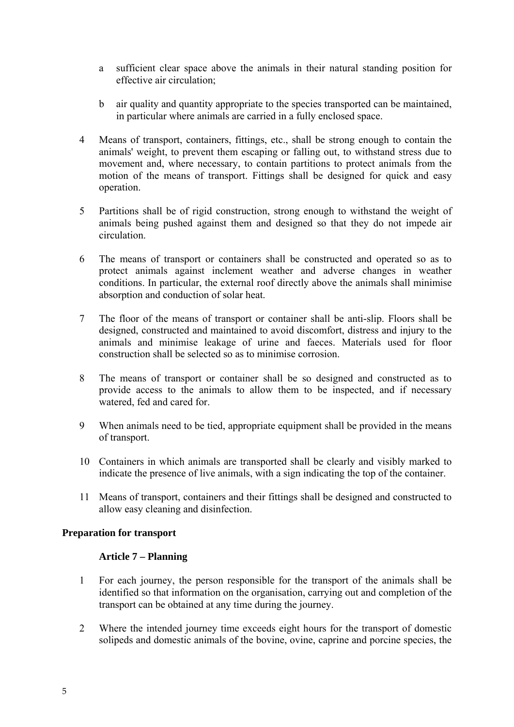a sufficient clear space above the animals in their natural standing position for effective air circulation;

b air quality and quantity appropriate to the species transported can be maintained, in particular where animals are carried in a fully enclosed space.

4 Means of transport, containers, fittings, etc., shall be strong enough to contain the animals' weight, to prevent them escaping or falling out, to withstand stress due to movement and, where necessary, to contain partitions to protect animals from the motion of the means of transport. Fittings shall be designed for quick and easy operation.

5 Partitions shall be of rigid construction, strong enough to withstand the weight of animals being pushed against them and designed so that they do not impede air circulation.

6 The means of transport or containers shall be constructed and operated so as to protect animals against inclement weather and adverse changes in weather conditions. In particular, the external roof directly above the animals shall minimise absorption and conduction of solar heat.

7 The floor of the means of transport or container shall be anti-slip. Floors shall be designed, constructed and maintained to avoid discomfort, distress and injury to the animals and minimise leakage of urine and faeces. Materials used for floor construction shall be selected so as to minimise corrosion.

8 The means of transport or container shall be so designed and constructed as to provide access to the animals to allow them to be inspected, and if necessary watered, fed and cared for.

9 When animals need to be tied, appropriate equipment shall be provided in the means of transport.

10 Containers in which animals are transported shall be clearly and visibly marked to indicate the presence of live animals, with a sign indicating the top of the container.

11 Means of transport, containers and their fittings shall be designed and constructed to allow easy cleaning and disinfection.

**Preparation for transport**

**Article 7 – Planning**

1 For each journey, the person responsible for the transport of the animals shall be identified so that information on the organisation, carrying out and completion of the transport can be obtained at any time during the journey.

2 Where the intended journey time exceeds eight hours for the transport of domestic solipeds and domestic animals of the bovine, ovine, caprine and porcine species, the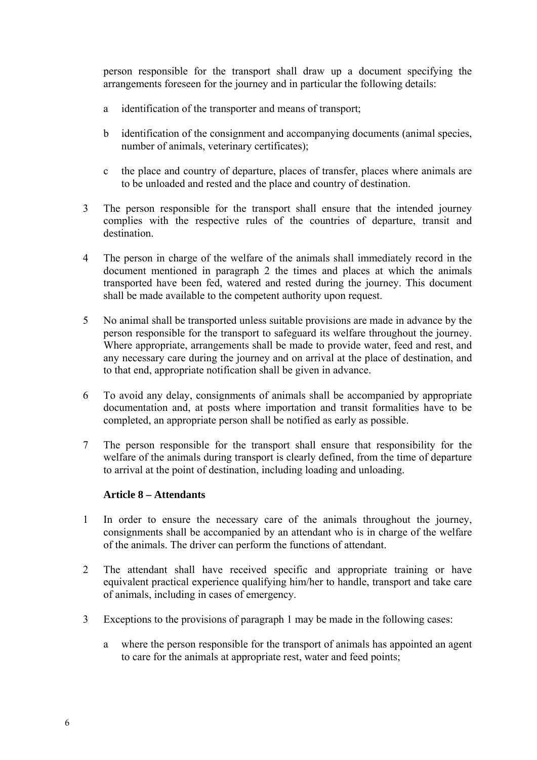person responsible for the transport shall draw up a document specifying the arrangements foreseen for the journey and in particular the following details:

a identification of the transporter and means of transport;

b identification of the consignment and accompanying documents (animal species, number of animals, veterinary certificates);

c the place and country of departure, places of transfer, places where animals are to be unloaded and rested and the place and country of destination.

3 The person responsible for the transport shall ensure that the intended journey complies with the respective rules of the countries of departure, transit and destination.

4 The person in charge of the welfare of the animals shall immediately record in the document mentioned in paragraph 2 the times and places at which the animals transported have been fed, watered and rested during the journey. This document shall be made available to the competent authority upon request.

5 No animal shall be transported unless suitable provisions are made in advance by the person responsible for the transport to safeguard its welfare throughout the journey. Where appropriate, arrangements shall be made to provide water, feed and rest, and any necessary care during the journey and on arrival at the place of destination, and to that end, appropriate notification shall be given in advance.

6 To avoid any delay, consignments of animals shall be accompanied by appropriate documentation and, at posts where importation and transit formalities have to be completed, an appropriate person shall be notified as early as possible.

7 The person responsible for the transport shall ensure that responsibility for the welfare of the animals during transport is clearly defined, from the time of departure to arrival at the point of destination, including loading and unloading.

**Article 8 – Attendants**

1 In order to ensure the necessary care of the animals throughout the journey, consignments shall be accompanied by an attendant who is in charge of the welfare of the animals. The driver can perform the functions of attendant.

2 The attendant shall have received specific and appropriate training or have equivalent practical experience qualifying him/her to handle, transport and take care of animals, including in cases of emergency.

3 Exceptions to the provisions of paragraph 1 may be made in the following cases:

a where the person responsible for the transport of animals has appointed an agent to care for the animals at appropriate rest, water and feed points;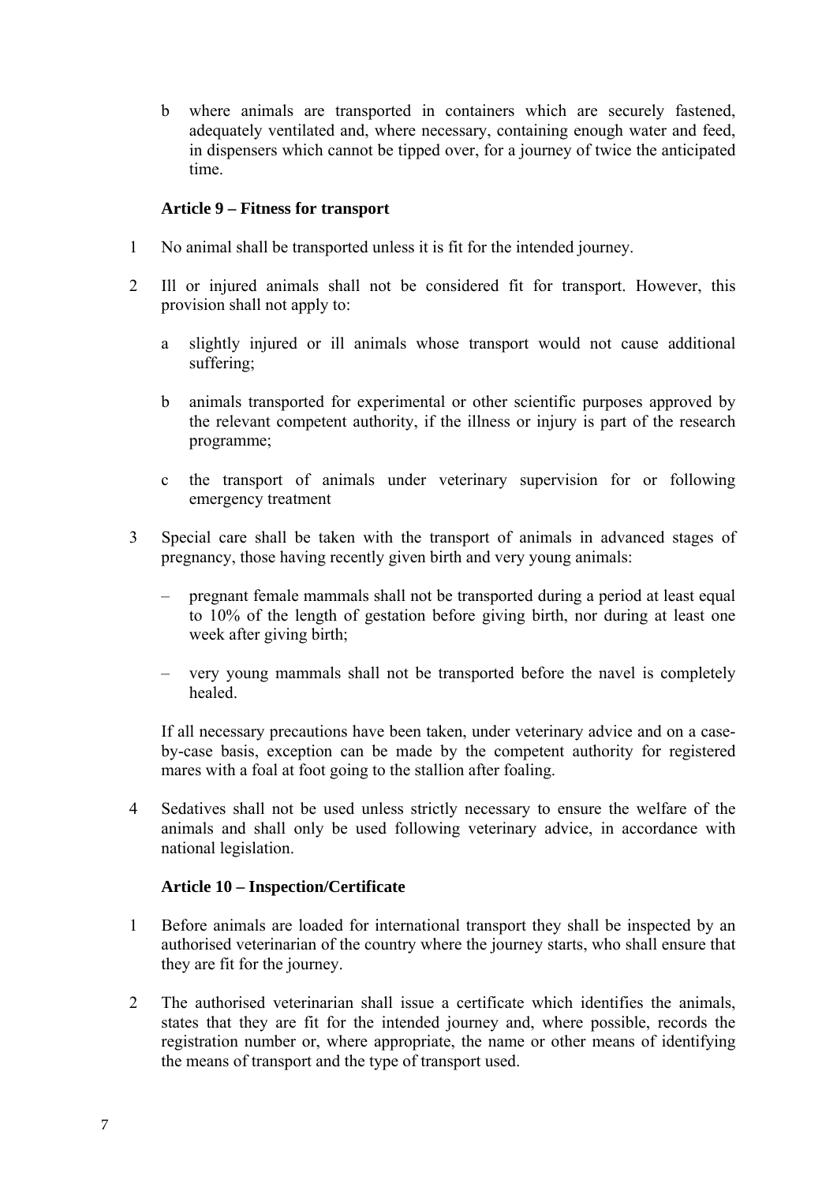b where animals are transported in containers which are securely fastened, adequately ventilated and, where necessary, containing enough water and feed, in dispensers which cannot be tipped over, for a journey of twice the anticipated time.

### Article 9 – Fitness for transport

1 No animal shall be transported unless it is fit for the intended journey.

2 Ill or injured animals shall not be considered fit for transport. However, this provision shall not apply to:

   a slightly injured or ill animals whose transport would not cause additional suffering;

   b animals transported for experimental or other scientific purposes approved by the relevant competent authority, if the illness or injury is part of the research programme;

   c the transport of animals under veterinary supervision for or following emergency treatment

3 Special care shall be taken with the transport of animals in advanced stages of pregnancy, those having recently given birth and very young animals:

   – pregnant female mammals shall not be transported during a period at least equal to 10% of the length of gestation before giving birth, nor during at least one week after giving birth;

   – very young mammals shall not be transported before the navel is completely healed.

   If all necessary precautions have been taken, under veterinary advice and on a case-by-case basis, exception can be made by the competent authority for registered mares with a foal at foot going to the stallion after foaling.

4 Sedatives shall not be used unless strictly necessary to ensure the welfare of the animals and shall only be used following veterinary advice, in accordance with national legislation.

### Article 10 – Inspection/Certificate

1 Before animals are loaded for international transport they shall be inspected by an authorised veterinarian of the country where the journey starts, who shall ensure that they are fit for the journey.

2 The authorised veterinarian shall issue a certificate which identifies the animals, states that they are fit for the intended journey and, where possible, records the registration number or, where appropriate, the name or other means of identifying the means of transport and the type of transport used.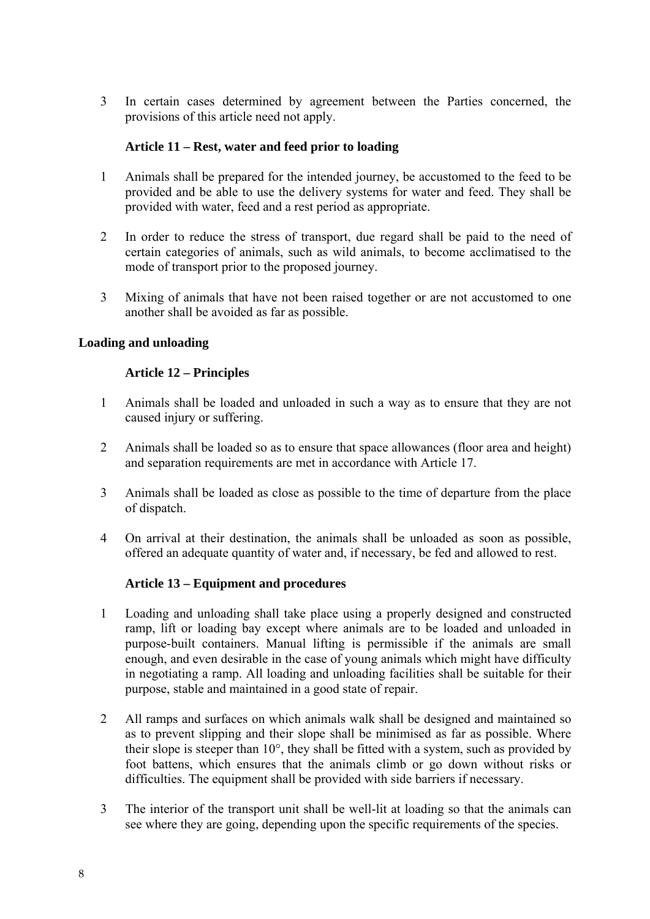3 In certain cases determined by agreement between the Parties concerned, the provisions of this article need not apply.

### Article 11 – Rest, water and feed prior to loading

1 Animals shall be prepared for the intended journey, be accustomed to the feed to be provided and be able to use the delivery systems for water and feed. They shall be provided with water, feed and a rest period as appropriate.

2 In order to reduce the stress of transport, due regard shall be paid to the need of certain categories of animals, such as wild animals, to become acclimatised to the mode of transport prior to the proposed journey.

3 Mixing of animals that have not been raised together or are not accustomed to one another shall be avoided as far as possible.

## Loading and unloading

### Article 12 – Principles

1 Animals shall be loaded and unloaded in such a way as to ensure that they are not caused injury or suffering.

2 Animals shall be loaded so as to ensure that space allowances (floor area and height) and separation requirements are met in accordance with Article 17.

3 Animals shall be loaded as close as possible to the time of departure from the place of dispatch.

4 On arrival at their destination, the animals shall be unloaded as soon as possible, offered an adequate quantity of water and, if necessary, be fed and allowed to rest.

### Article 13 – Equipment and procedures

1 Loading and unloading shall take place using a properly designed and constructed ramp, lift or loading bay except where animals are to be loaded and unloaded in purpose-built containers. Manual lifting is permissible if the animals are small enough, and even desirable in the case of young animals which might have difficulty in negotiating a ramp. All loading and unloading facilities shall be suitable for their purpose, stable and maintained in a good state of repair.

2 All ramps and surfaces on which animals walk shall be designed and maintained so as to prevent slipping and their slope shall be minimised as far as possible. Where their slope is steeper than 10°, they shall be fitted with a system, such as provided by foot battens, which ensures that the animals climb or go down without risks or difficulties. The equipment shall be provided with side barriers if necessary.

3 The interior of the transport unit shall be well-lit at loading so that the animals can see where they are going, depending upon the specific requirements of the species.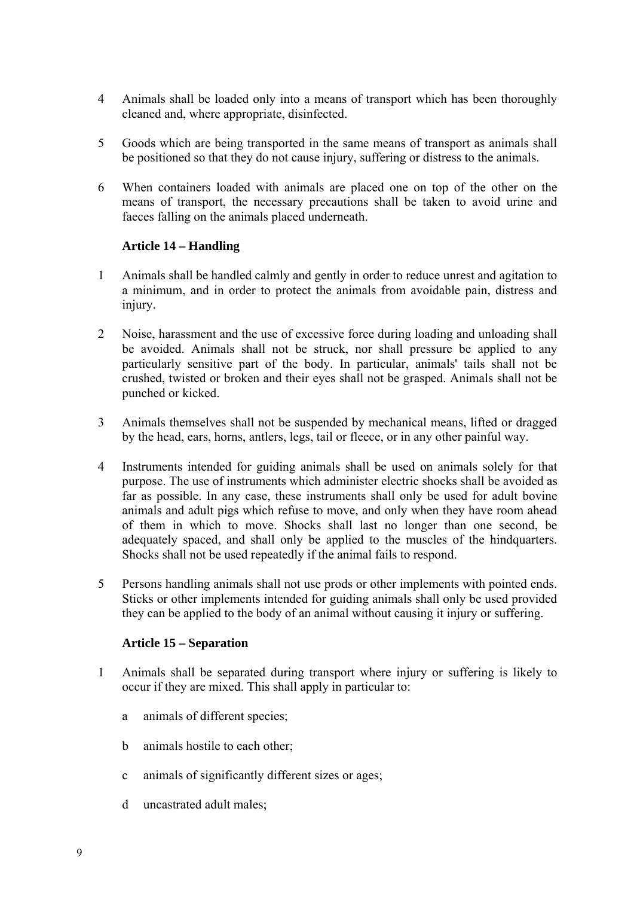4 Animals shall be loaded only into a means of transport which has been thoroughly cleaned and, where appropriate, disinfected.

5 Goods which are being transported in the same means of transport as animals shall be positioned so that they do not cause injury, suffering or distress to the animals.

6 When containers loaded with animals are placed one on top of the other on the means of transport, the necessary precautions shall be taken to avoid urine and faeces falling on the animals placed underneath.

**Article 14 – Handling**

1 Animals shall be handled calmly and gently in order to reduce unrest and agitation to a minimum, and in order to protect the animals from avoidable pain, distress and injury.

2 Noise, harassment and the use of excessive force during loading and unloading shall be avoided. Animals shall not be struck, nor shall pressure be applied to any particularly sensitive part of the body. In particular, animals' tails shall not be crushed, twisted or broken and their eyes shall not be grasped. Animals shall not be punched or kicked.

3 Animals themselves shall not be suspended by mechanical means, lifted or dragged by the head, ears, horns, antlers, legs, tail or fleece, or in any other painful way.

4 Instruments intended for guiding animals shall be used on animals solely for that purpose. The use of instruments which administer electric shocks shall be avoided as far as possible. In any case, these instruments shall only be used for adult bovine animals and adult pigs which refuse to move, and only when they have room ahead of them in which to move. Shocks shall last no longer than one second, be adequately spaced, and shall only be applied to the muscles of the hindquarters. Shocks shall not be used repeatedly if the animal fails to respond.

5 Persons handling animals shall not use prods or other implements with pointed ends. Sticks or other implements intended for guiding animals shall only be used provided they can be applied to the body of an animal without causing it injury or suffering.

**Article 15 – Separation**

1 Animals shall be separated during transport where injury or suffering is likely to occur if they are mixed. This shall apply in particular to:

a animals of different species;

b animals hostile to each other;

c animals of significantly different sizes or ages;

d uncastrated adult males;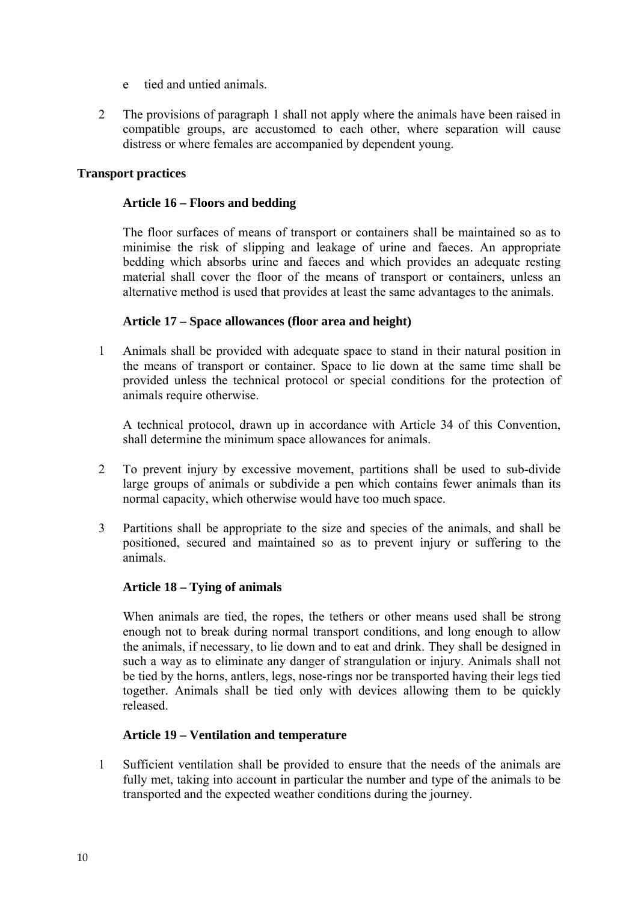e tied and untied animals.

2 The provisions of paragraph 1 shall not apply where the animals have been raised in compatible groups, are accustomed to each other, where separation will cause distress or where females are accompanied by dependent young.

**Transport practices**

**Article 16 – Floors and bedding**

The floor surfaces of means of transport or containers shall be maintained so as to minimise the risk of slipping and leakage of urine and faeces. An appropriate bedding which absorbs urine and faeces and which provides an adequate resting material shall cover the floor of the means of transport or containers, unless an alternative method is used that provides at least the same advantages to the animals.

**Article 17 – Space allowances (floor area and height)**

1 Animals shall be provided with adequate space to stand in their natural position in the means of transport or container. Space to lie down at the same time shall be provided unless the technical protocol or special conditions for the protection of animals require otherwise.

A technical protocol, drawn up in accordance with Article 34 of this Convention, shall determine the minimum space allowances for animals.

2 To prevent injury by excessive movement, partitions shall be used to sub-divide large groups of animals or subdivide a pen which contains fewer animals than its normal capacity, which otherwise would have too much space.

3 Partitions shall be appropriate to the size and species of the animals, and shall be positioned, secured and maintained so as to prevent injury or suffering to the animals.

**Article 18 – Tying of animals**

When animals are tied, the ropes, the tethers or other means used shall be strong enough not to break during normal transport conditions, and long enough to allow the animals, if necessary, to lie down and to eat and drink. They shall be designed in such a way as to eliminate any danger of strangulation or injury. Animals shall not be tied by the horns, antlers, legs, nose-rings nor be transported having their legs tied together. Animals shall be tied only with devices allowing them to be quickly released.

**Article 19 – Ventilation and temperature**

1 Sufficient ventilation shall be provided to ensure that the needs of the animals are fully met, taking into account in particular the number and type of the animals to be transported and the expected weather conditions during the journey.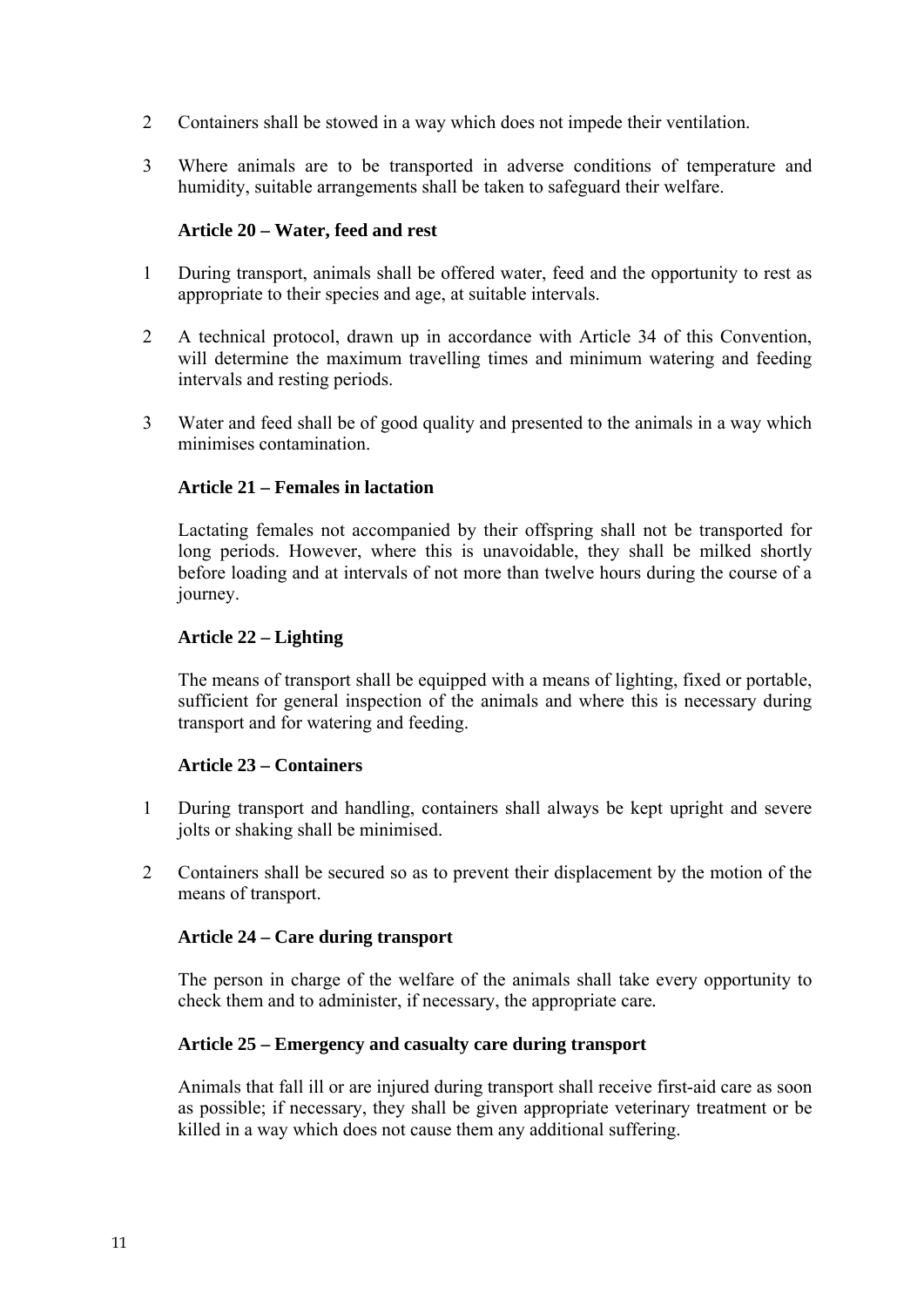2 Containers shall be stowed in a way which does not impede their ventilation.

3 Where animals are to be transported in adverse conditions of temperature and humidity, suitable arrangements shall be taken to safeguard their welfare.

### Article 20 – Water, feed and rest

1 During transport, animals shall be offered water, feed and the opportunity to rest as appropriate to their species and age, at suitable intervals.

2 A technical protocol, drawn up in accordance with Article 34 of this Convention, will determine the maximum travelling times and minimum watering and feeding intervals and resting periods.

3 Water and feed shall be of good quality and presented to the animals in a way which minimises contamination.

### Article 21 – Females in lactation

Lactating females not accompanied by their offspring shall not be transported for long periods. However, where this is unavoidable, they shall be milked shortly before loading and at intervals of not more than twelve hours during the course of a journey.

### Article 22 – Lighting

The means of transport shall be equipped with a means of lighting, fixed or portable, sufficient for general inspection of the animals and where this is necessary during transport and for watering and feeding.

### Article 23 – Containers

1 During transport and handling, containers shall always be kept upright and severe jolts or shaking shall be minimised.

2 Containers shall be secured so as to prevent their displacement by the motion of the means of transport.

### Article 24 – Care during transport

The person in charge of the welfare of the animals shall take every opportunity to check them and to administer, if necessary, the appropriate care.

### Article 25 – Emergency and casualty care during transport

Animals that fall ill or are injured during transport shall receive first-aid care as soon as possible; if necessary, they shall be given appropriate veterinary treatment or be killed in a way which does not cause them any additional suffering.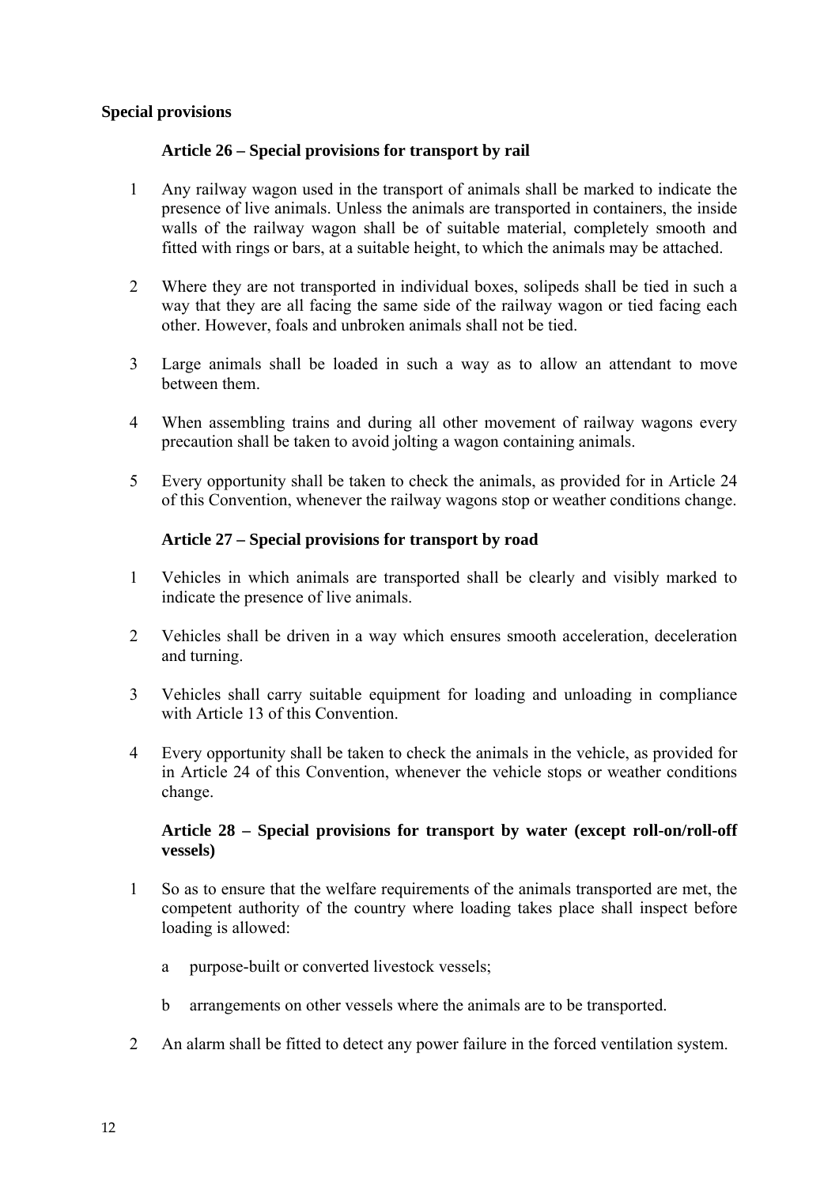**Special provisions**

### Article 26 – Special provisions for transport by rail

1. Any railway wagon used in the transport of animals shall be marked to indicate the presence of live animals. Unless the animals are transported in containers, the inside walls of the railway wagon shall be of suitable material, completely smooth and fitted with rings or bars, at a suitable height, to which the animals may be attached.

2. Where they are not transported in individual boxes, solipeds shall be tied in such a way that they are all facing the same side of the railway wagon or tied facing each other. However, foals and unbroken animals shall not be tied.

3. Large animals shall be loaded in such a way as to allow an attendant to move between them.

4. When assembling trains and during all other movement of railway wagons every precaution shall be taken to avoid jolting a wagon containing animals.

5. Every opportunity shall be taken to check the animals, as provided for in Article 24 of this Convention, whenever the railway wagons stop or weather conditions change.

### Article 27 – Special provisions for transport by road

1. Vehicles in which animals are transported shall be clearly and visibly marked to indicate the presence of live animals.

2. Vehicles shall be driven in a way which ensures smooth acceleration, deceleration and turning.

3. Vehicles shall carry suitable equipment for loading and unloading in compliance with Article 13 of this Convention.

4. Every opportunity shall be taken to check the animals in the vehicle, as provided for in Article 24 of this Convention, whenever the vehicle stops or weather conditions change.

### Article 28 – Special provisions for transport by water (except roll-on/roll-off vessels)

1. So as to ensure that the welfare requirements of the animals transported are met, the competent authority of the country where loading takes place shall inspect before loading is allowed:

   a. purpose-built or converted livestock vessels;

   b. arrangements on other vessels where the animals are to be transported.

2. An alarm shall be fitted to detect any power failure in the forced ventilation system.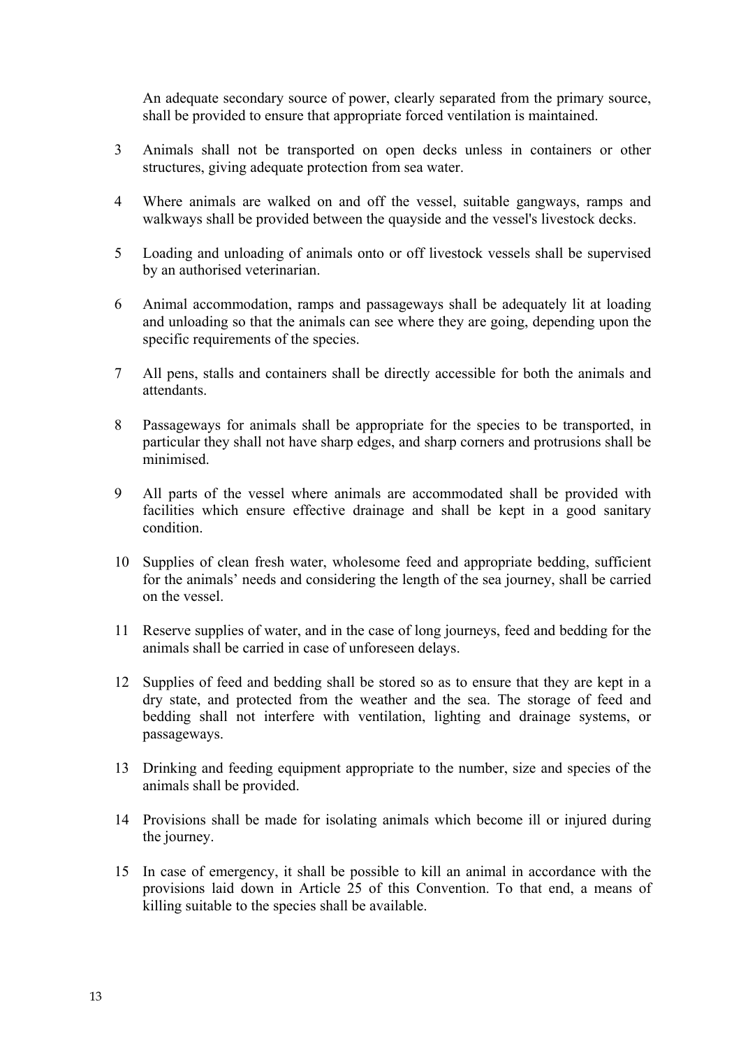An adequate secondary source of power, clearly separated from the primary source, shall be provided to ensure that appropriate forced ventilation is maintained.

3 Animals shall not be transported on open decks unless in containers or other structures, giving adequate protection from sea water.

4 Where animals are walked on and off the vessel, suitable gangways, ramps and walkways shall be provided between the quayside and the vessel's livestock decks.

5 Loading and unloading of animals onto or off livestock vessels shall be supervised by an authorised veterinarian.

6 Animal accommodation, ramps and passageways shall be adequately lit at loading and unloading so that the animals can see where they are going, depending upon the specific requirements of the species.

7 All pens, stalls and containers shall be directly accessible for both the animals and attendants.

8 Passageways for animals shall be appropriate for the species to be transported, in particular they shall not have sharp edges, and sharp corners and protrusions shall be minimised.

9 All parts of the vessel where animals are accommodated shall be provided with facilities which ensure effective drainage and shall be kept in a good sanitary condition.

10 Supplies of clean fresh water, wholesome feed and appropriate bedding, sufficient for the animals' needs and considering the length of the sea journey, shall be carried on the vessel.

11 Reserve supplies of water, and in the case of long journeys, feed and bedding for the animals shall be carried in case of unforeseen delays.

12 Supplies of feed and bedding shall be stored so as to ensure that they are kept in a dry state, and protected from the weather and the sea. The storage of feed and bedding shall not interfere with ventilation, lighting and drainage systems, or passageways.

13 Drinking and feeding equipment appropriate to the number, size and species of the animals shall be provided.

14 Provisions shall be made for isolating animals which become ill or injured during the journey.

15 In case of emergency, it shall be possible to kill an animal in accordance with the provisions laid down in Article 25 of this Convention. To that end, a means of killing suitable to the species shall be available.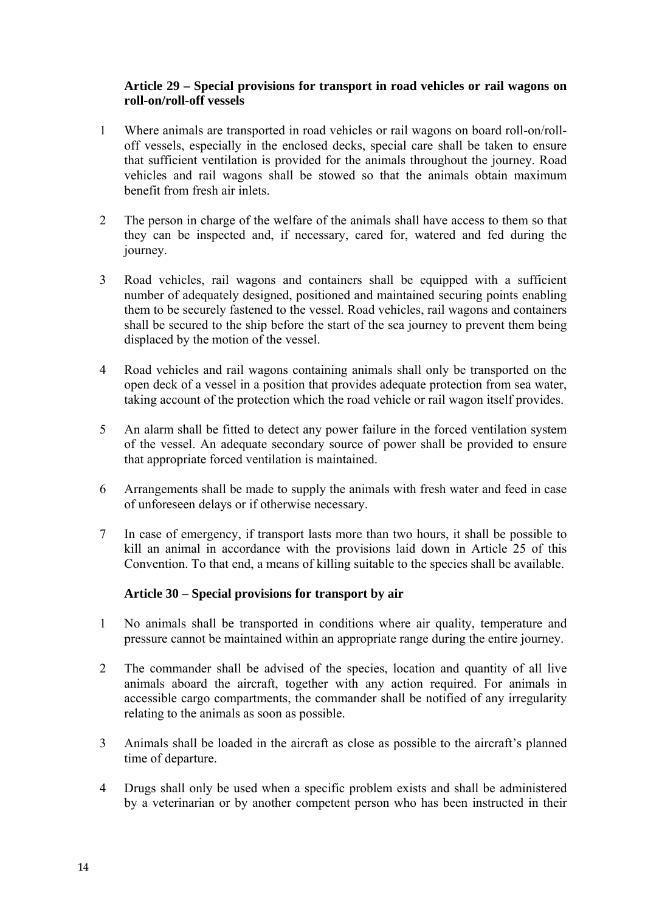### Article 29 – Special provisions for transport in road vehicles or rail wagons on roll-on/roll-off vessels

1 Where animals are transported in road vehicles or rail wagons on board roll-on/roll-off vessels, especially in the enclosed decks, special care shall be taken to ensure that sufficient ventilation is provided for the animals throughout the journey. Road vehicles and rail wagons shall be stowed so that the animals obtain maximum benefit from fresh air inlets.

2 The person in charge of the welfare of the animals shall have access to them so that they can be inspected and, if necessary, cared for, watered and fed during the journey.

3 Road vehicles, rail wagons and containers shall be equipped with a sufficient number of adequately designed, positioned and maintained securing points enabling them to be securely fastened to the vessel. Road vehicles, rail wagons and containers shall be secured to the ship before the start of the sea journey to prevent them being displaced by the motion of the vessel.

4 Road vehicles and rail wagons containing animals shall only be transported on the open deck of a vessel in a position that provides adequate protection from sea water, taking account of the protection which the road vehicle or rail wagon itself provides.

5 An alarm shall be fitted to detect any power failure in the forced ventilation system of the vessel. An adequate secondary source of power shall be provided to ensure that appropriate forced ventilation is maintained.

6 Arrangements shall be made to supply the animals with fresh water and feed in case of unforeseen delays or if otherwise necessary.

7 In case of emergency, if transport lasts more than two hours, it shall be possible to kill an animal in accordance with the provisions laid down in Article 25 of this Convention. To that end, a means of killing suitable to the species shall be available.

### Article 30 – Special provisions for transport by air

1 No animals shall be transported in conditions where air quality, temperature and pressure cannot be maintained within an appropriate range during the entire journey.

2 The commander shall be advised of the species, location and quantity of all live animals aboard the aircraft, together with any action required. For animals in accessible cargo compartments, the commander shall be notified of any irregularity relating to the animals as soon as possible.

3 Animals shall be loaded in the aircraft as close as possible to the aircraft's planned time of departure.

4 Drugs shall only be used when a specific problem exists and shall be administered by a veterinarian or by another competent person who has been instructed in their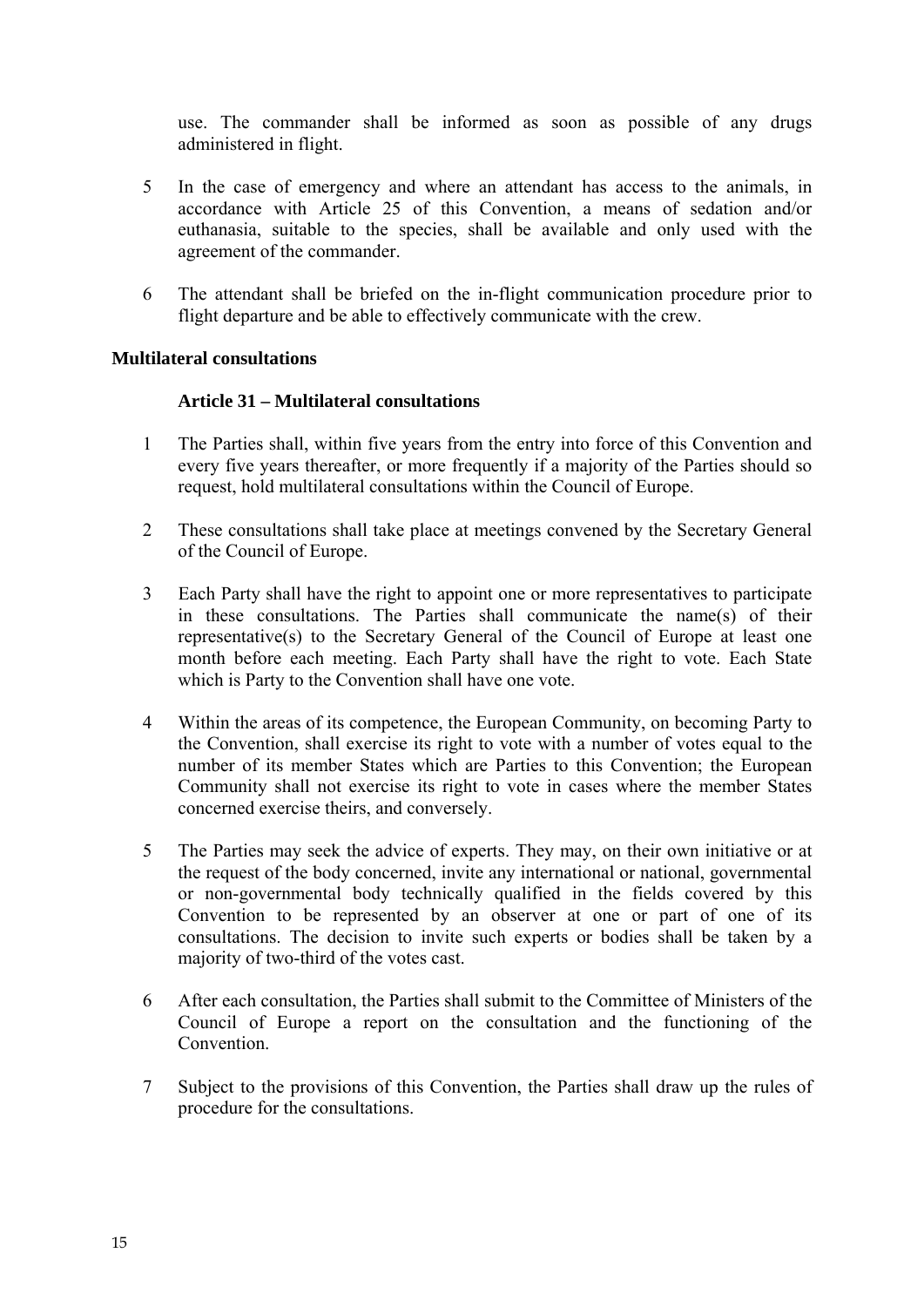use. The commander shall be informed as soon as possible of any drugs administered in flight.

5 In the case of emergency and where an attendant has access to the animals, in accordance with Article 25 of this Convention, a means of sedation and/or euthanasia, suitable to the species, shall be available and only used with the agreement of the commander.

6 The attendant shall be briefed on the in-flight communication procedure prior to flight departure and be able to effectively communicate with the crew.

**Multilateral consultations**

**Article 31 – Multilateral consultations**

1 The Parties shall, within five years from the entry into force of this Convention and every five years thereafter, or more frequently if a majority of the Parties should so request, hold multilateral consultations within the Council of Europe.

2 These consultations shall take place at meetings convened by the Secretary General of the Council of Europe.

3 Each Party shall have the right to appoint one or more representatives to participate in these consultations. The Parties shall communicate the name(s) of their representative(s) to the Secretary General of the Council of Europe at least one month before each meeting. Each Party shall have the right to vote. Each State which is Party to the Convention shall have one vote.

4 Within the areas of its competence, the European Community, on becoming Party to the Convention, shall exercise its right to vote with a number of votes equal to the number of its member States which are Parties to this Convention; the European Community shall not exercise its right to vote in cases where the member States concerned exercise theirs, and conversely.

5 The Parties may seek the advice of experts. They may, on their own initiative or at the request of the body concerned, invite any international or national, governmental or non-governmental body technically qualified in the fields covered by this Convention to be represented by an observer at one or part of one of its consultations. The decision to invite such experts or bodies shall be taken by a majority of two-third of the votes cast.

6 After each consultation, the Parties shall submit to the Committee of Ministers of the Council of Europe a report on the consultation and the functioning of the Convention.

7 Subject to the provisions of this Convention, the Parties shall draw up the rules of procedure for the consultations.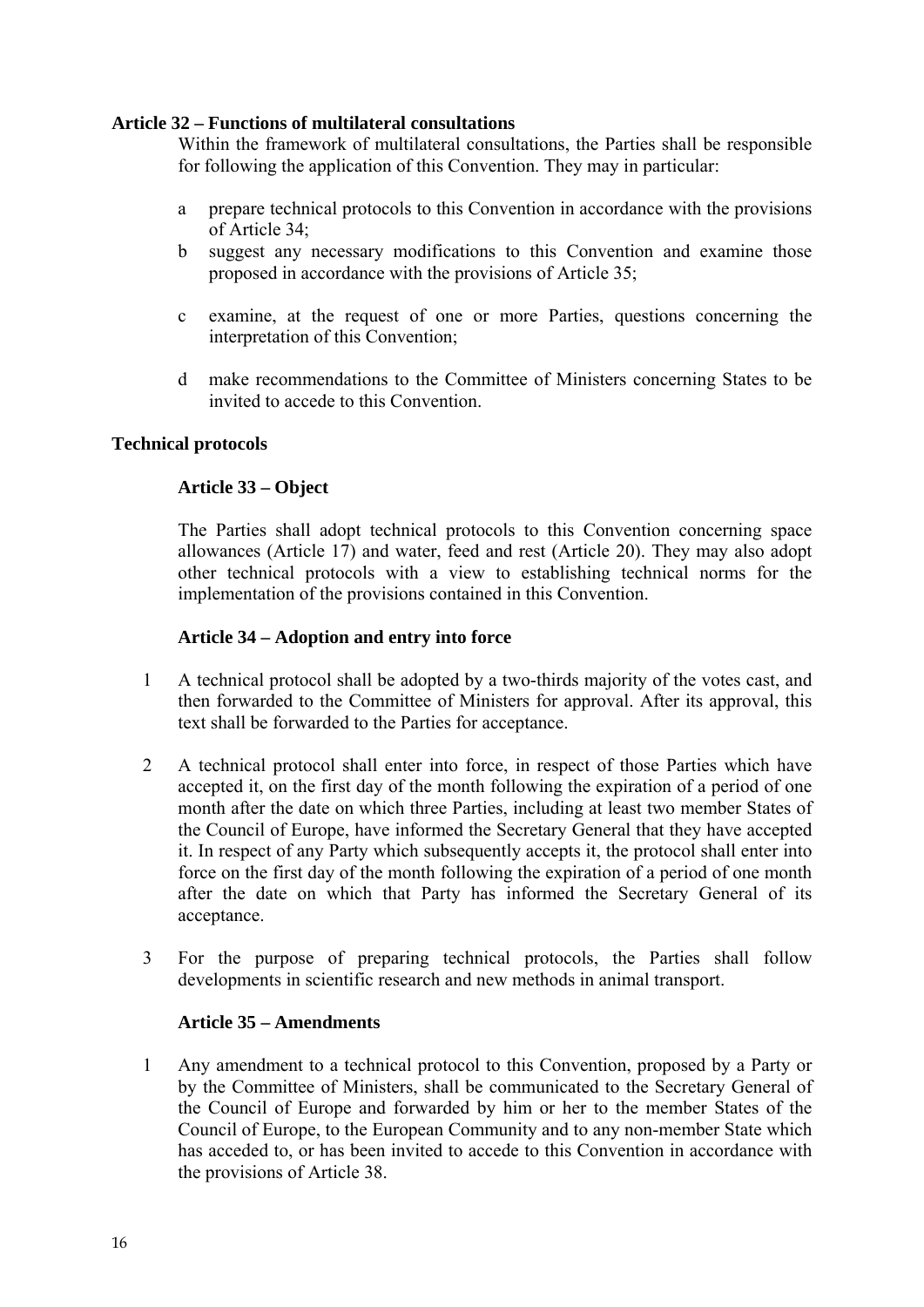**Article 32 – Functions of multilateral consultations**

Within the framework of multilateral consultations, the Parties shall be responsible for following the application of this Convention. They may in particular:

a prepare technical protocols to this Convention in accordance with the provisions of Article 34;

b suggest any necessary modifications to this Convention and examine those proposed in accordance with the provisions of Article 35;

c examine, at the request of one or more Parties, questions concerning the interpretation of this Convention;

d make recommendations to the Committee of Ministers concerning States to be invited to accede to this Convention.

**Technical protocols**

**Article 33 – Object**

The Parties shall adopt technical protocols to this Convention concerning space allowances (Article 17) and water, feed and rest (Article 20). They may also adopt other technical protocols with a view to establishing technical norms for the implementation of the provisions contained in this Convention.

**Article 34 – Adoption and entry into force**

1 A technical protocol shall be adopted by a two-thirds majority of the votes cast, and then forwarded to the Committee of Ministers for approval. After its approval, this text shall be forwarded to the Parties for acceptance.

2 A technical protocol shall enter into force, in respect of those Parties which have accepted it, on the first day of the month following the expiration of a period of one month after the date on which three Parties, including at least two member States of the Council of Europe, have informed the Secretary General that they have accepted it. In respect of any Party which subsequently accepts it, the protocol shall enter into force on the first day of the month following the expiration of a period of one month after the date on which that Party has informed the Secretary General of its acceptance.

3 For the purpose of preparing technical protocols, the Parties shall follow developments in scientific research and new methods in animal transport.

**Article 35 – Amendments**

1 Any amendment to a technical protocol to this Convention, proposed by a Party or by the Committee of Ministers, shall be communicated to the Secretary General of the Council of Europe and forwarded by him or her to the member States of the Council of Europe, to the European Community and to any non-member State which has acceded to, or has been invited to accede to this Convention in accordance with the provisions of Article 38.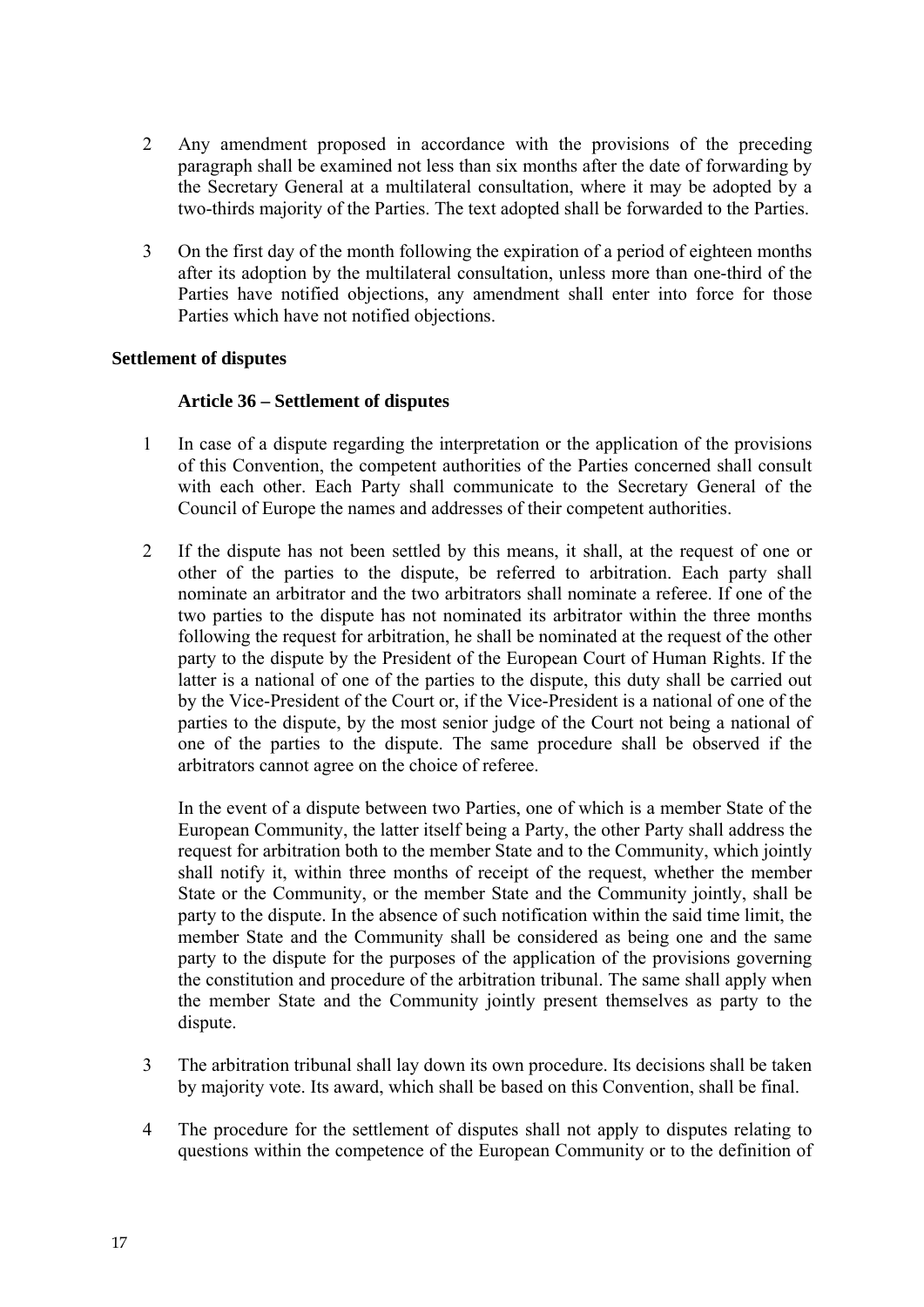2 Any amendment proposed in accordance with the provisions of the preceding paragraph shall be examined not less than six months after the date of forwarding by the Secretary General at a multilateral consultation, where it may be adopted by a two-thirds majority of the Parties. The text adopted shall be forwarded to the Parties.

3 On the first day of the month following the expiration of a period of eighteen months after its adoption by the multilateral consultation, unless more than one-third of the Parties have notified objections, any amendment shall enter into force for those Parties which have not notified objections.

**Settlement of disputes**

**Article 36 – Settlement of disputes**

1 In case of a dispute regarding the interpretation or the application of the provisions of this Convention, the competent authorities of the Parties concerned shall consult with each other. Each Party shall communicate to the Secretary General of the Council of Europe the names and addresses of their competent authorities.

2 If the dispute has not been settled by this means, it shall, at the request of one or other of the parties to the dispute, be referred to arbitration. Each party shall nominate an arbitrator and the two arbitrators shall nominate a referee. If one of the two parties to the dispute has not nominated its arbitrator within the three months following the request for arbitration, he shall be nominated at the request of the other party to the dispute by the President of the European Court of Human Rights. If the latter is a national of one of the parties to the dispute, this duty shall be carried out by the Vice-President of the Court or, if the Vice-President is a national of one of the parties to the dispute, by the most senior judge of the Court not being a national of one of the parties to the dispute. The same procedure shall be observed if the arbitrators cannot agree on the choice of referee.

In the event of a dispute between two Parties, one of which is a member State of the European Community, the latter itself being a Party, the other Party shall address the request for arbitration both to the member State and to the Community, which jointly shall notify it, within three months of receipt of the request, whether the member State or the Community, or the member State and the Community jointly, shall be party to the dispute. In the absence of such notification within the said time limit, the member State and the Community shall be considered as being one and the same party to the dispute for the purposes of the application of the provisions governing the constitution and procedure of the arbitration tribunal. The same shall apply when the member State and the Community jointly present themselves as party to the dispute.

3 The arbitration tribunal shall lay down its own procedure. Its decisions shall be taken by majority vote. Its award, which shall be based on this Convention, shall be final.

4 The procedure for the settlement of disputes shall not apply to disputes relating to questions within the competence of the European Community or to the definition of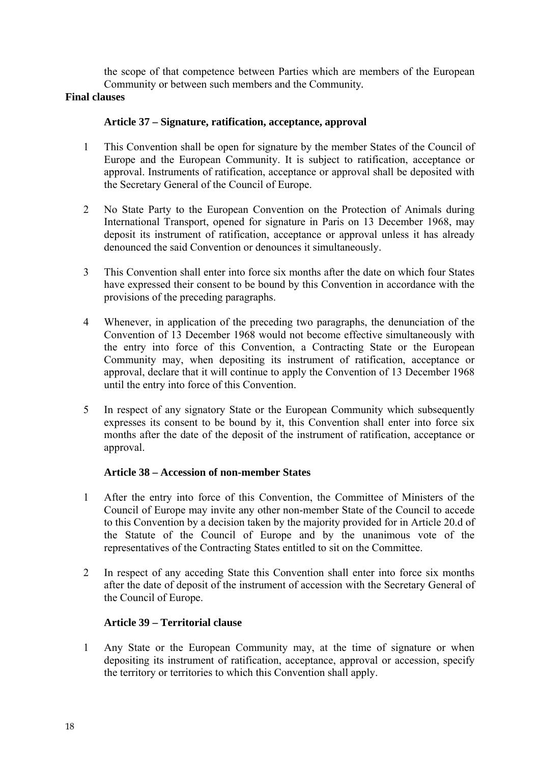the scope of that competence between Parties which are members of the European Community or between such members and the Community.

**Final clauses**

### Article 37 – Signature, ratification, acceptance, approval

1 This Convention shall be open for signature by the member States of the Council of Europe and the European Community. It is subject to ratification, acceptance or approval. Instruments of ratification, acceptance or approval shall be deposited with the Secretary General of the Council of Europe.

2 No State Party to the European Convention on the Protection of Animals during International Transport, opened for signature in Paris on 13 December 1968, may deposit its instrument of ratification, acceptance or approval unless it has already denounced the said Convention or denounces it simultaneously.

3 This Convention shall enter into force six months after the date on which four States have expressed their consent to be bound by this Convention in accordance with the provisions of the preceding paragraphs.

4 Whenever, in application of the preceding two paragraphs, the denunciation of the Convention of 13 December 1968 would not become effective simultaneously with the entry into force of this Convention, a Contracting State or the European Community may, when depositing its instrument of ratification, acceptance or approval, declare that it will continue to apply the Convention of 13 December 1968 until the entry into force of this Convention.

5 In respect of any signatory State or the European Community which subsequently expresses its consent to be bound by it, this Convention shall enter into force six months after the date of the deposit of the instrument of ratification, acceptance or approval.

### Article 38 – Accession of non-member States

1 After the entry into force of this Convention, the Committee of Ministers of the Council of Europe may invite any other non-member State of the Council to accede to this Convention by a decision taken by the majority provided for in Article 20.d of the Statute of the Council of Europe and by the unanimous vote of the representatives of the Contracting States entitled to sit on the Committee.

2 In respect of any acceding State this Convention shall enter into force six months after the date of deposit of the instrument of accession with the Secretary General of the Council of Europe.

### Article 39 – Territorial clause

1 Any State or the European Community may, at the time of signature or when depositing its instrument of ratification, acceptance, approval or accession, specify the territory or territories to which this Convention shall apply.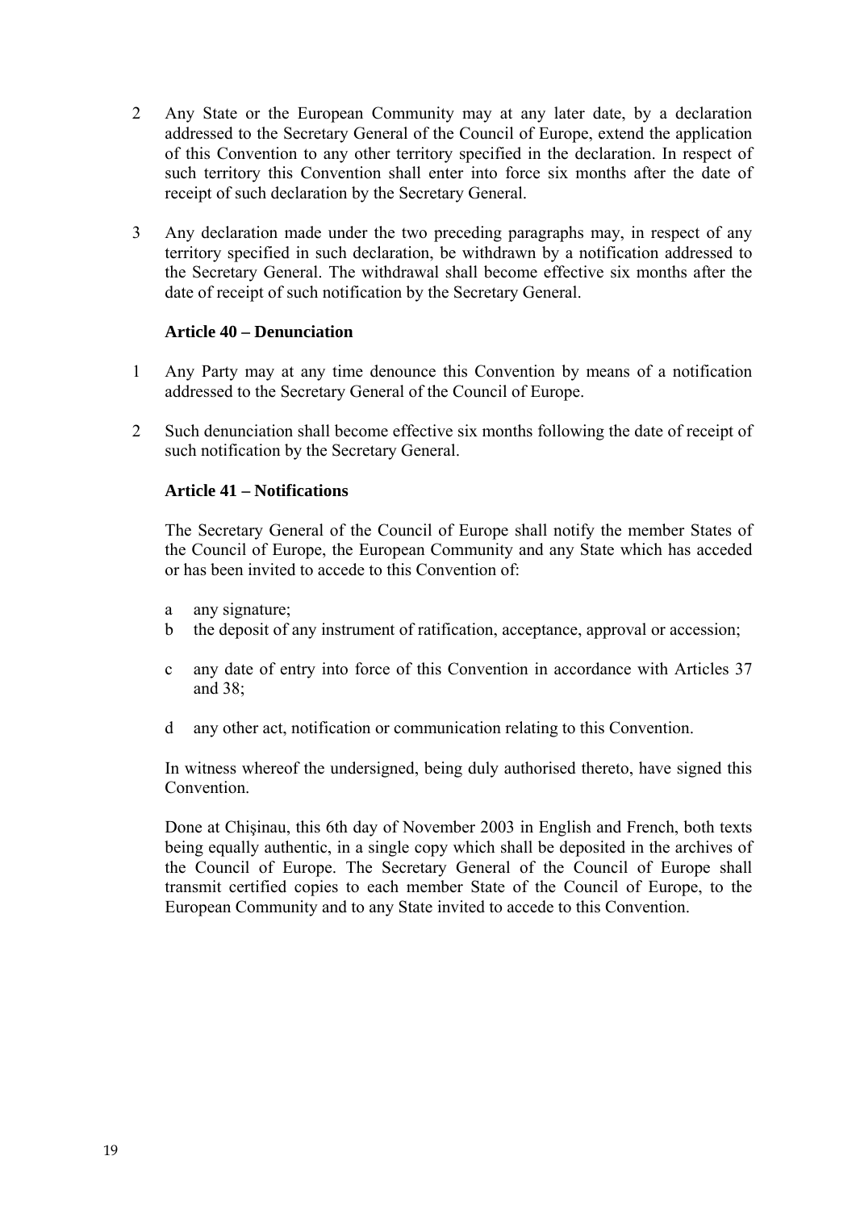2 Any State or the European Community may at any later date, by a declaration addressed to the Secretary General of the Council of Europe, extend the application of this Convention to any other territory specified in the declaration. In respect of such territory this Convention shall enter into force six months after the date of receipt of such declaration by the Secretary General.

3 Any declaration made under the two preceding paragraphs may, in respect of any territory specified in such declaration, be withdrawn by a notification addressed to the Secretary General. The withdrawal shall become effective six months after the date of receipt of such notification by the Secretary General.

### Article 40 – Denunciation

1 Any Party may at any time denounce this Convention by means of a notification addressed to the Secretary General of the Council of Europe.

2 Such denunciation shall become effective six months following the date of receipt of such notification by the Secretary General.

### Article 41 – Notifications

The Secretary General of the Council of Europe shall notify the member States of the Council of Europe, the European Community and any State which has acceded or has been invited to accede to this Convention of:

a any signature;

b the deposit of any instrument of ratification, acceptance, approval or accession;

c any date of entry into force of this Convention in accordance with Articles 37 and 38;

d any other act, notification or communication relating to this Convention.

In witness whereof the undersigned, being duly authorised thereto, have signed this Convention.

Done at Chişinau, this 6th day of November 2003 in English and French, both texts being equally authentic, in a single copy which shall be deposited in the archives of the Council of Europe. The Secretary General of the Council of Europe shall transmit certified copies to each member State of the Council of Europe, to the European Community and to any State invited to accede to this Convention.